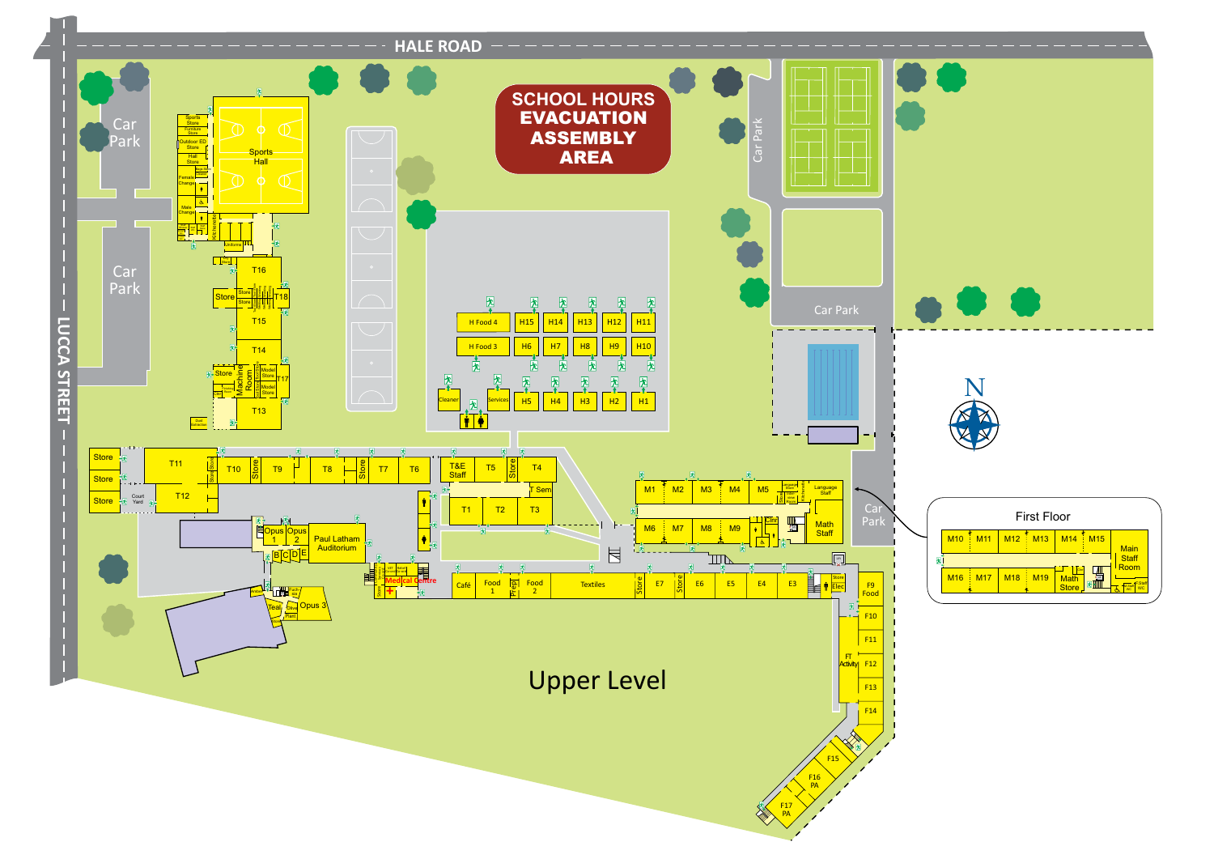HALE ROAD

LUCCA STREET

# SCHOOL HOURS EVACUATION ASSEMBLY AREA

Car Park

Car Park

Car Park

Car Park

Car Park

Sports Hall

T16, T18, T15, T14, T17, T13

T11, T12, T10, T9, T8, T7, T6, T&E Staff, T5, T4, T Sem, T1, T2, T3

H Food 4, H15, H14, H13, H12, H11

H Food 3, H6, H7, H8, H9, H10

Cleaner, Services, H5, H4, H3, H2, H1

M1, M2, M3, M4, M5, Language Staff

M6, M7, M8, M9, Math Staff

Opus 1, Opus 2, Opus 3, Paul Latham Auditorium, B, C, D, E

Medical Centre

Café, Food 1, Prep, Food 2, Textiles, Store, E7, Store, E6, E5, E4, E3, Store, Elec

F9 Food, F10, F11, FT Activity, F12, F13, F14, F15, F16 PA, F17 PA

## First Floor

M10, M11, M12, M13, M14, M15, Main Staff Room

M16, M17, M18, M19, Math Store

# Upper Level

N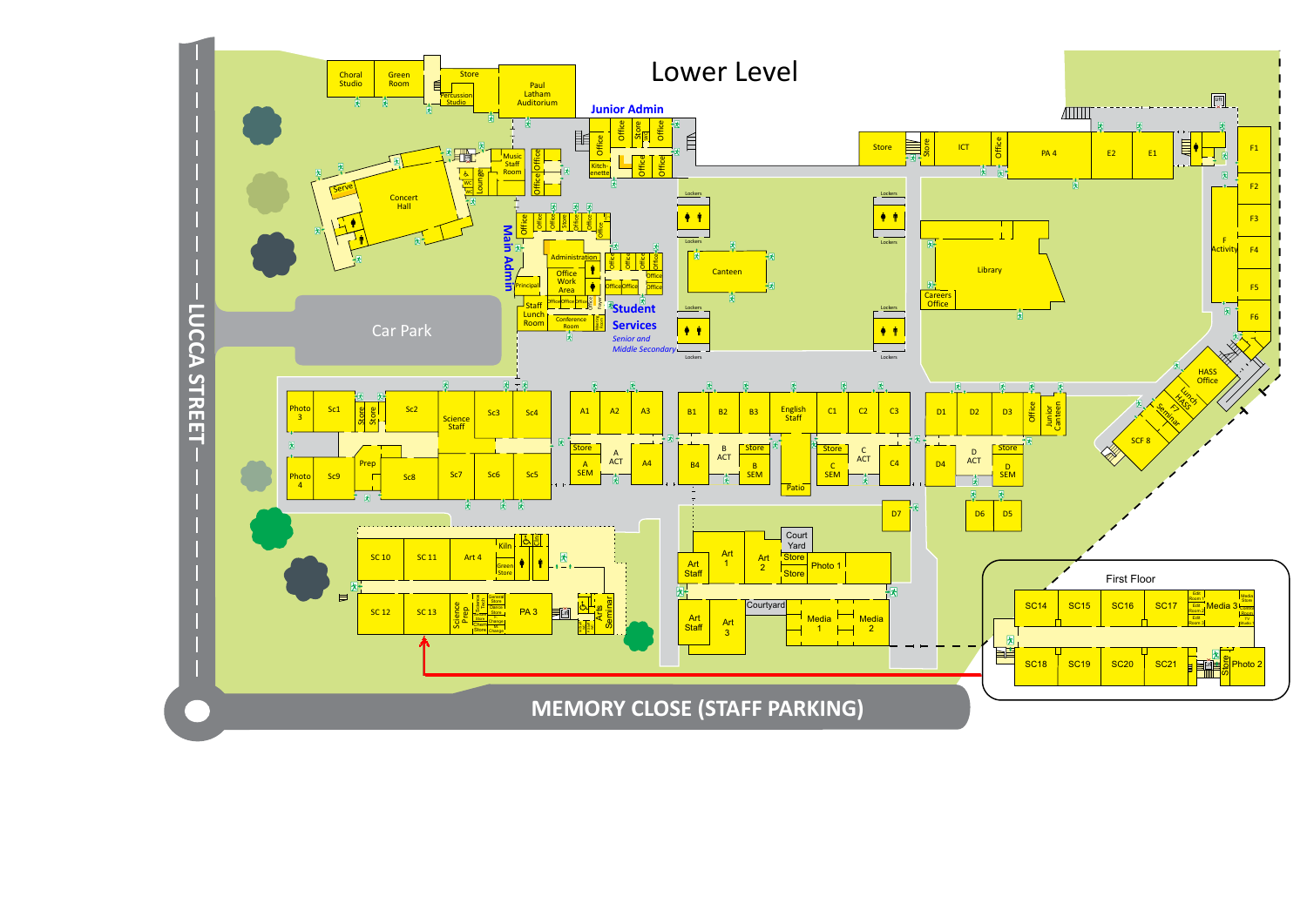# Lower Level

Junior Admin

Main Admin

Student Services

*Senior and Middle Secondary*

Choral Studio
Green Room
Percussion Studio
Store
Paul Latham Auditorium

Serve
Concert Hall
Music Staff Room
Lounge

Office
Store
Kitchenette

Store
ICT
Office
PA 4
E2
E1
F1
F2
F3
F4
F5
F6
F Activity

Administration
Office Work Area
Principal
Staff Lunch Room
Conference Room

Lockers
Canteen
Library
Careers Office

Car Park

LUCCA STREET

Photo 3
Sc1
Store
Sc2
Science Staff
Sc3
Sc4
Prep
Photo 4
Sc9
Sc8
Sc7
Sc6
Sc5

A1
A2
A3
Store
A SEM
A ACT
A4

B1
B2
B3
English Staff
B4
B ACT
Store
B SEM
Patio

C1
C2
C3
Store
C SEM
C ACT
C4

D1
D2
D3
Office
Junior Canteen
D4
D ACT
Store
D SEM
D7
D6
D5

HASS Office
Lunch HASS F7 Seminar
SCF 8

SC 10
SC 11
Art 4
Kiln
Green Store
SC 12
SC 13
Science Prep
PA 3
Arts Seminar

Art Staff
Art 1
Art 2
Court Yard
Store
Store
Photo 1
Art Staff
Art 3
Courtyard
Media 1
Media 2

First Floor

SC14
SC15
SC16
SC17
Media 3
SC18
SC19
SC20
SC21
Store
Photo 2

MEMORY CLOSE (STAFF PARKING)